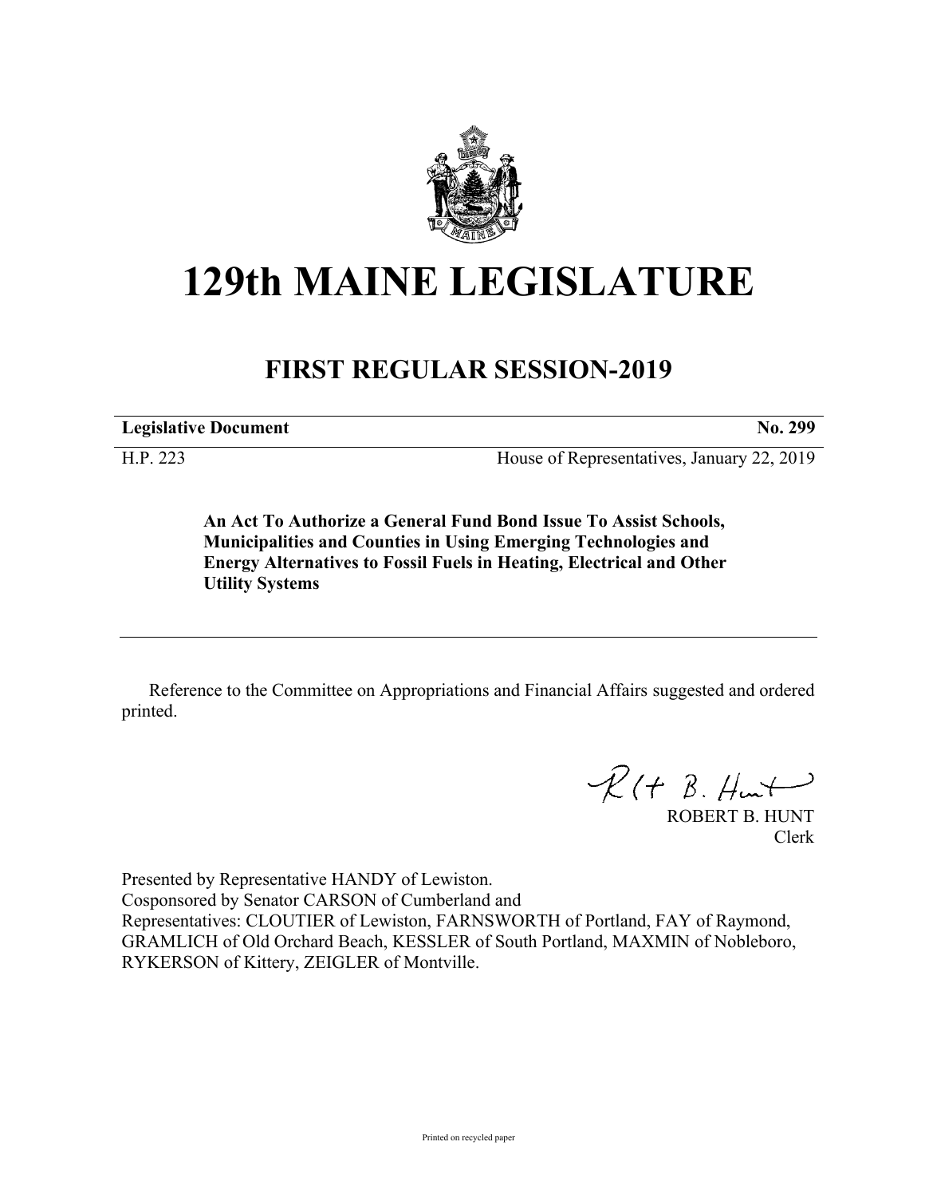# 129th MAINE LEGISLATURE

## FIRST REGULAR SESSION-2019

**Legislative Document** **No. 299**

H.P. 223 House of Representatives, January 22, 2019

**An Act To Authorize a General Fund Bond Issue To Assist Schools, Municipalities and Counties in Using Emerging Technologies and Energy Alternatives to Fossil Fuels in Heating, Electrical and Other Utility Systems**

---

Reference to the Committee on Appropriations and Financial Affairs suggested and ordered printed.

ROBERT B. HUNT
Clerk

Presented by Representative HANDY of Lewiston.
Cosponsored by Senator CARSON of Cumberland and
Representatives: CLOUTIER of Lewiston, FARNSWORTH of Portland, FAY of Raymond, GRAMLICH of Old Orchard Beach, KESSLER of South Portland, MAXMIN of Nobleboro, RYKERSON of Kittery, ZEIGLER of Montville.

Printed on recycled paper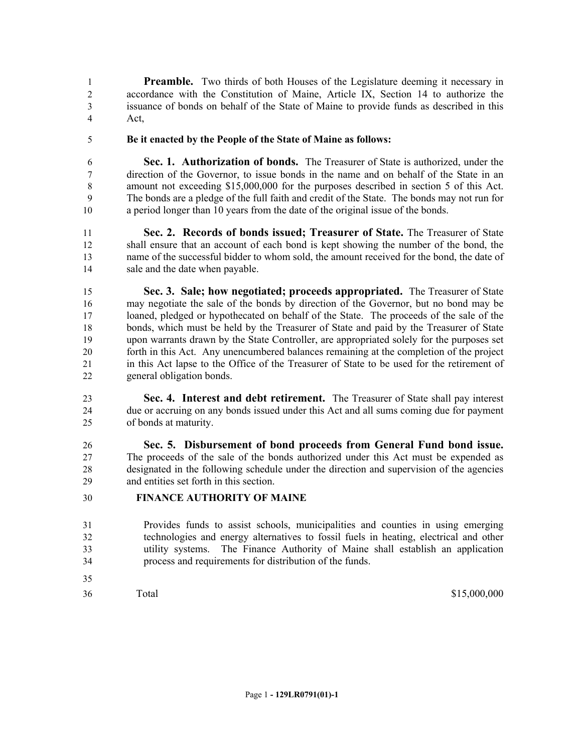**Preamble.** Two thirds of both Houses of the Legislature deeming it necessary in accordance with the Constitution of Maine, Article IX, Section 14 to authorize the issuance of bonds on behalf of the State of Maine to provide funds as described in this Act,

**Be it enacted by the People of the State of Maine as follows:**

**Sec. 1. Authorization of bonds.** The Treasurer of State is authorized, under the direction of the Governor, to issue bonds in the name and on behalf of the State in an amount not exceeding $15,000,000 for the purposes described in section 5 of this Act. The bonds are a pledge of the full faith and credit of the State. The bonds may not run for a period longer than 10 years from the date of the original issue of the bonds.

**Sec. 2. Records of bonds issued; Treasurer of State.** The Treasurer of State shall ensure that an account of each bond is kept showing the number of the bond, the name of the successful bidder to whom sold, the amount received for the bond, the date of sale and the date when payable.

**Sec. 3. Sale; how negotiated; proceeds appropriated.** The Treasurer of State may negotiate the sale of the bonds by direction of the Governor, but no bond may be loaned, pledged or hypothecated on behalf of the State. The proceeds of the sale of the bonds, which must be held by the Treasurer of State and paid by the Treasurer of State upon warrants drawn by the State Controller, are appropriated solely for the purposes set forth in this Act. Any unencumbered balances remaining at the completion of the project in this Act lapse to the Office of the Treasurer of State to be used for the retirement of general obligation bonds.

**Sec. 4. Interest and debt retirement.** The Treasurer of State shall pay interest due or accruing on any bonds issued under this Act and all sums coming due for payment of bonds at maturity.

**Sec. 5. Disbursement of bond proceeds from General Fund bond issue.** The proceeds of the sale of the bonds authorized under this Act must be expended as designated in the following schedule under the direction and supervision of the agencies and entities set forth in this section.

**FINANCE AUTHORITY OF MAINE**

Provides funds to assist schools, municipalities and counties in using emerging technologies and energy alternatives to fossil fuels in heating, electrical and other utility systems. The Finance Authority of Maine shall establish an application process and requirements for distribution of the funds.

| | |
|---|---|
| Total | $15,000,000 |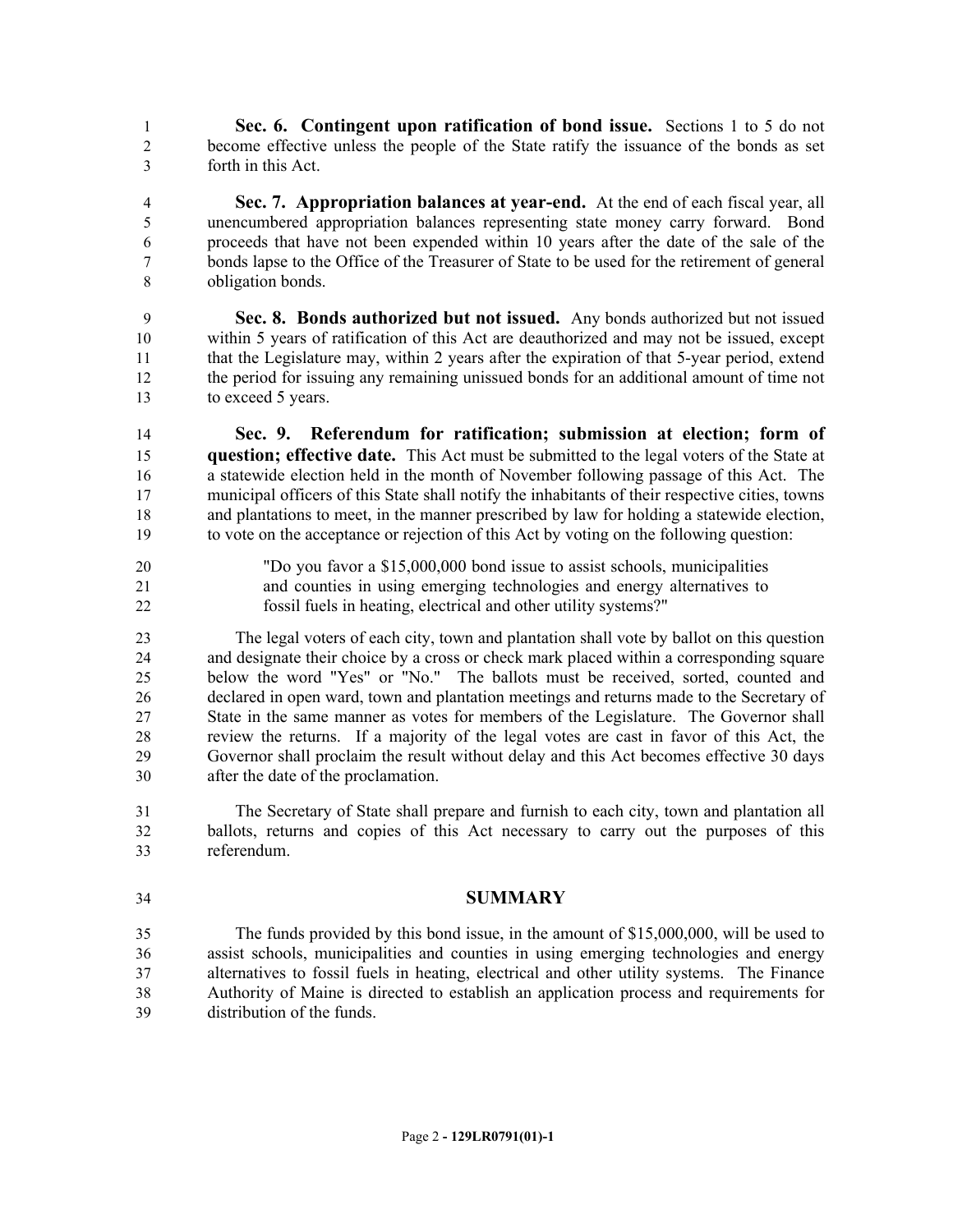**Sec. 6. Contingent upon ratification of bond issue.** Sections 1 to 5 do not become effective unless the people of the State ratify the issuance of the bonds as set forth in this Act.

**Sec. 7. Appropriation balances at year-end.** At the end of each fiscal year, all unencumbered appropriation balances representing state money carry forward. Bond proceeds that have not been expended within 10 years after the date of the sale of the bonds lapse to the Office of the Treasurer of State to be used for the retirement of general obligation bonds.

**Sec. 8. Bonds authorized but not issued.** Any bonds authorized but not issued within 5 years of ratification of this Act are deauthorized and may not be issued, except that the Legislature may, within 2 years after the expiration of that 5-year period, extend the period for issuing any remaining unissued bonds for an additional amount of time not to exceed 5 years.

**Sec. 9. Referendum for ratification; submission at election; form of question; effective date.** This Act must be submitted to the legal voters of the State at a statewide election held in the month of November following passage of this Act. The municipal officers of this State shall notify the inhabitants of their respective cities, towns and plantations to meet, in the manner prescribed by law for holding a statewide election, to vote on the acceptance or rejection of this Act by voting on the following question:

> "Do you favor a $15,000,000 bond issue to assist schools, municipalities and counties in using emerging technologies and energy alternatives to fossil fuels in heating, electrical and other utility systems?"

The legal voters of each city, town and plantation shall vote by ballot on this question and designate their choice by a cross or check mark placed within a corresponding square below the word "Yes" or "No." The ballots must be received, sorted, counted and declared in open ward, town and plantation meetings and returns made to the Secretary of State in the same manner as votes for members of the Legislature. The Governor shall review the returns. If a majority of the legal votes are cast in favor of this Act, the Governor shall proclaim the result without delay and this Act becomes effective 30 days after the date of the proclamation.

The Secretary of State shall prepare and furnish to each city, town and plantation all ballots, returns and copies of this Act necessary to carry out the purposes of this referendum.

## SUMMARY

The funds provided by this bond issue, in the amount of $15,000,000, will be used to assist schools, municipalities and counties in using emerging technologies and energy alternatives to fossil fuels in heating, electrical and other utility systems. The Finance Authority of Maine is directed to establish an application process and requirements for distribution of the funds.